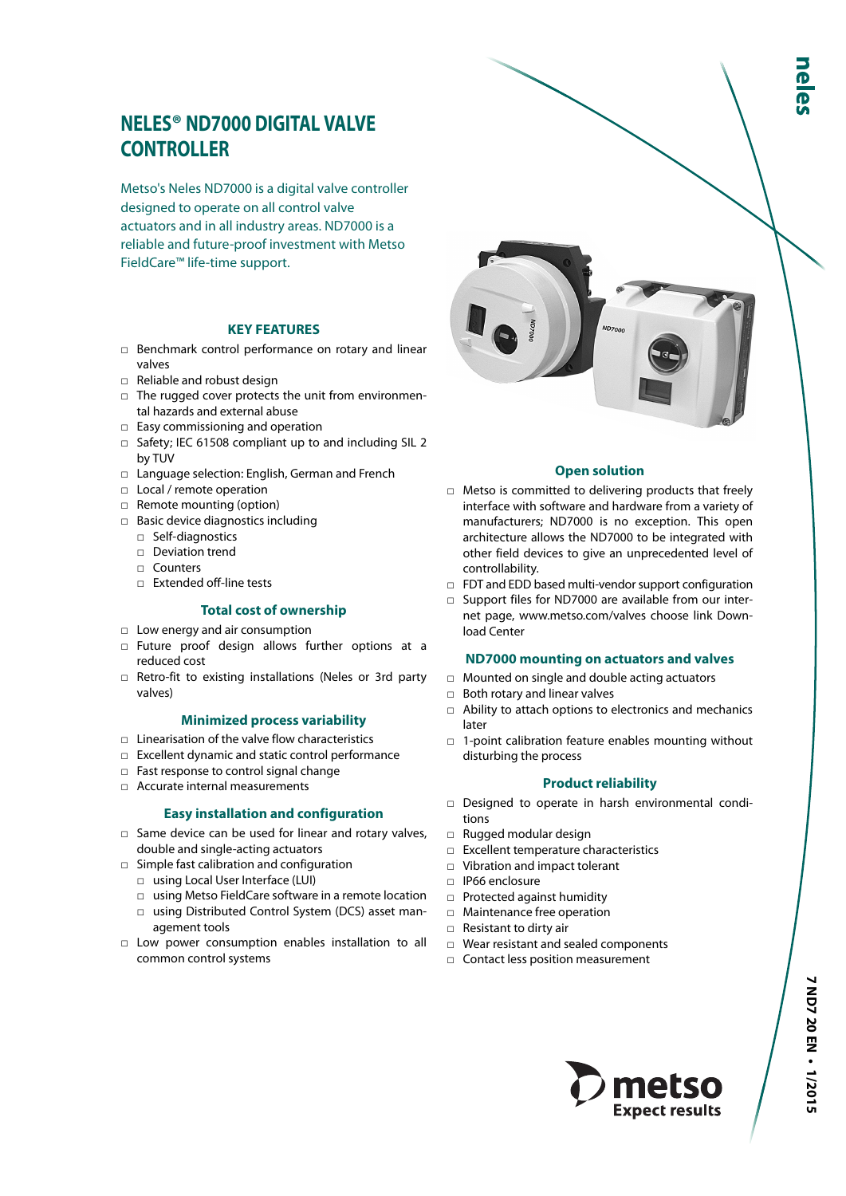# NELES® ND7000 DIGITAL VALVE CONTROLLER

Metso's Neles ND7000 is a digital valve controller designed to operate on all control valve actuators and in all industry areas. ND7000 is a reliable and future-proof investment with Metso FieldCare™ life-time support.

### KEY FEATURES

- Benchmark control performance on rotary and linear valves
- Reliable and robust design
- The rugged cover protects the unit from environmental hazards and external abuse
- Easy commissioning and operation
- Safety; IEC 61508 compliant up to and including SIL 2 by TUV
- Language selection: English, German and French
- Local / remote operation
- Remote mounting (option)
- Basic device diagnostics including
  - Self-diagnostics
  - Deviation trend
  - Counters
  - Extended off-line tests

### Total cost of ownership

- Low energy and air consumption
- Future proof design allows further options at a reduced cost
- Retro-fit to existing installations (Neles or 3rd party valves)

### Minimized process variability

- Linearisation of the valve flow characteristics
- Excellent dynamic and static control performance
- Fast response to control signal change
- Accurate internal measurements

### Easy installation and configuration

- Same device can be used for linear and rotary valves, double and single-acting actuators
- Simple fast calibration and configuration
  - using Local User Interface (LUI)
  - using Metso FieldCare software in a remote location
  - using Distributed Control System (DCS) asset management tools
- Low power consumption enables installation to all common control systems

### Open solution

- Metso is committed to delivering products that freely interface with software and hardware from a variety of manufacturers; ND7000 is no exception. This open architecture allows the ND7000 to be integrated with other field devices to give an unprecedented level of controllability.
- FDT and EDD based multi-vendor support configuration
- Support files for ND7000 are available from our internet page, www.metso.com/valves choose link Download Center

### ND7000 mounting on actuators and valves

- Mounted on single and double acting actuators
- Both rotary and linear valves
- Ability to attach options to electronics and mechanics later
- 1-point calibration feature enables mounting without disturbing the process

### Product reliability

- Designed to operate in harsh environmental conditions
- Rugged modular design
- Excellent temperature characteristics
- Vibration and impact tolerant
- IP66 enclosure
- Protected against humidity
- Maintenance free operation
- Resistant to dirty air
- Wear resistant and sealed components
- Contact less position measurement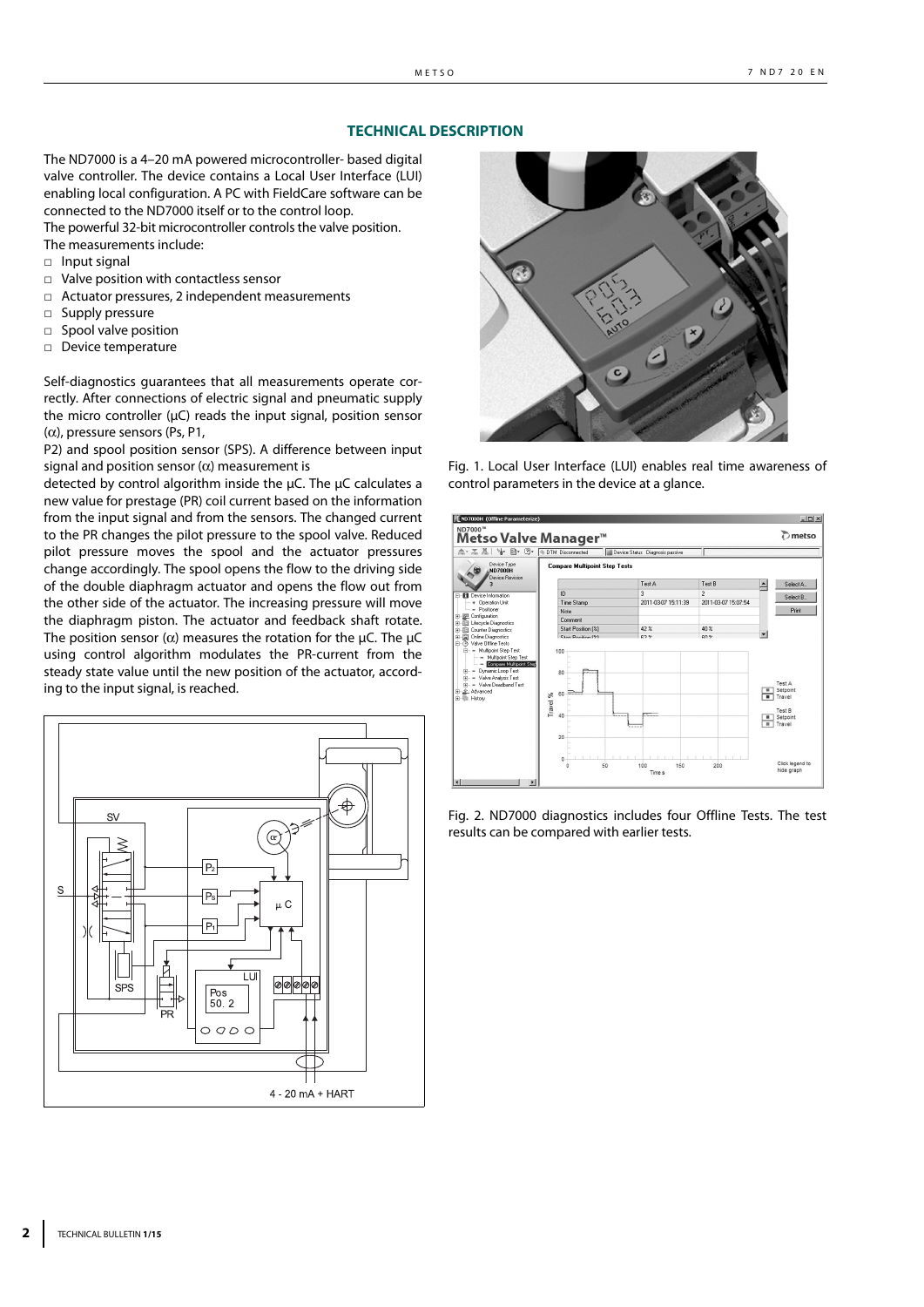## TECHNICAL DESCRIPTION

The ND7000 is a 4–20 mA powered microcontroller- based digital valve controller. The device contains a Local User Interface (LUI) enabling local configuration. A PC with FieldCare software can be connected to the ND7000 itself or to the control loop.

The powerful 32-bit microcontroller controls the valve position.

The measurements include:

- Input signal
- Valve position with contactless sensor
- Actuator pressures, 2 independent measurements
- Supply pressure
- Spool valve position
- Device temperature

Self-diagnostics guarantees that all measurements operate correctly. After connections of electric signal and pneumatic supply the micro controller (µC) reads the input signal, position sensor ($\alpha$), pressure sensors (Ps, P1,

P2) and spool position sensor (SPS). A difference between input signal and position sensor ($\alpha$) measurement is

detected by control algorithm inside the µC. The µC calculates a new value for prestage (PR) coil current based on the information from the input signal and from the sensors. The changed current to the PR changes the pilot pressure to the spool valve. Reduced pilot pressure moves the spool and the actuator pressures change accordingly. The spool opens the flow to the driving side of the double diaphragm actuator and opens the flow out from the other side of the actuator. The increasing pressure will move the diaphragm piston. The actuator and feedback shaft rotate. The position sensor ($\alpha$) measures the rotation for the µC. The µC using control algorithm modulates the PR-current from the steady state value until the new position of the actuator, according to the input signal, is reached.

Fig. 1. Local User Interface (LUI) enables real time awareness of control parameters in the device at a glance.

Fig. 2. ND7000 diagnostics includes four Offline Tests. The test results can be compared with earlier tests.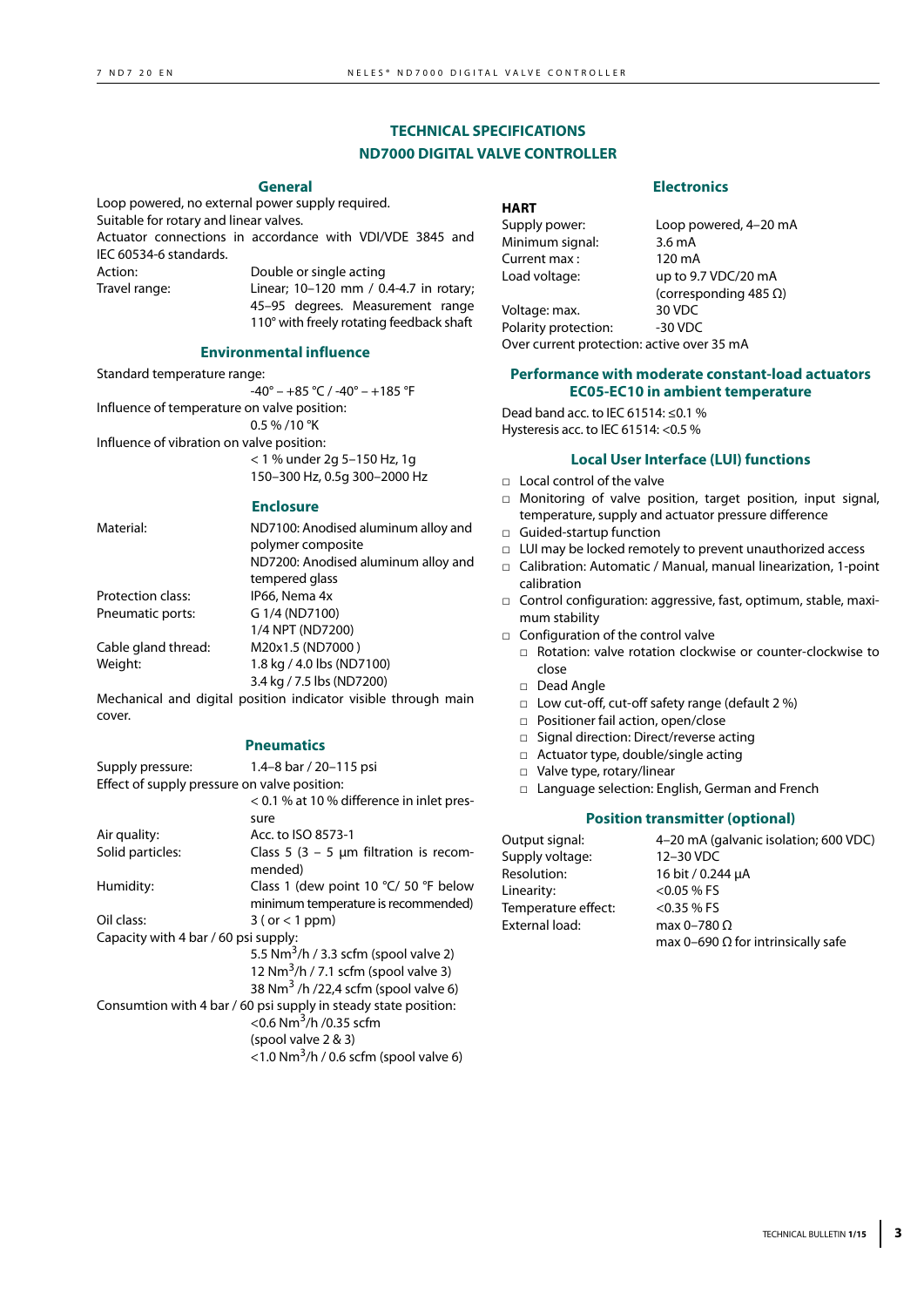# TECHNICAL SPECIFICATIONS
# ND7000 DIGITAL VALVE CONTROLLER

## General

Loop powered, no external power supply required.
Suitable for rotary and linear valves.
Actuator connections in accordance with VDI/VDE 3845 and IEC 60534-6 standards.

| | |
|---|---|
| Action: | Double or single acting |
| Travel range: | Linear; 10–120 mm / 0.4-4.7 in rotary; 45–95 degrees. Measurement range 110° with freely rotating feedback shaft |

## Environmental influence

Standard temperature range:
-40° – +85 °C / -40° – +185 °F

Influence of temperature on valve position:
0.5 % /10 °K

Influence of vibration on valve position:
< 1 % under 2g 5–150 Hz, 1g 150–300 Hz, 0.5g 300–2000 Hz

## Enclosure

| | |
|---|---|
| Material: | ND7100: Anodised aluminum alloy and polymer composite<br>ND7200: Anodised aluminum alloy and tempered glass |
| Protection class: | IP66, Nema 4x |
| Pneumatic ports: | G 1/4 (ND7100)<br>1/4 NPT (ND7200) |
| Cable gland thread: | M20x1.5 (ND7000 ) |
| Weight: | 1.8 kg / 4.0 lbs (ND7100)<br>3.4 kg / 7.5 lbs (ND7200) |

Mechanical and digital position indicator visible through main cover.

## Pneumatics

Supply pressure: 1.4–8 bar / 20–115 psi

Effect of supply pressure on valve position:
< 0.1 % at 10 % difference in inlet pressure

| | |
|---|---|
| Air quality: | Acc. to ISO 8573-1 |
| Solid particles: | Class 5 (3 – 5 µm filtration is recommended) |
| Humidity: | Class 1 (dew point 10 °C/ 50 °F below minimum temperature is recommended) |
| Oil class: | 3 ( or < 1 ppm) |

Capacity with 4 bar / 60 psi supply:
5.5 Nm$^3$/h / 3.3 scfm (spool valve 2)
12 Nm$^3$/h / 7.1 scfm (spool valve 3)
38 Nm$^3$ /h /22,4 scfm (spool valve 6)

Consumtion with 4 bar / 60 psi supply in steady state position:
<0.6 Nm$^3$/h /0.35 scfm (spool valve 2 & 3)
<1.0 Nm$^3$/h / 0.6 scfm (spool valve 6)

## Electronics

**HART**

| | |
|---|---|
| Supply power: | Loop powered, 4–20 mA |
| Minimum signal: | 3.6 mA |
| Current max : | 120 mA |
| Load voltage: | up to 9.7 VDC/20 mA (corresponding 485 Ω) |
| Voltage: max. | 30 VDC |
| Polarity protection: | -30 VDC |

Over current protection: active over 35 mA

## Performance with moderate constant-load actuators EC05-EC10 in ambient temperature

Dead band acc. to IEC 61514: ≤0.1 %
Hysteresis acc. to IEC 61514: <0.5 %

## Local User Interface (LUI) functions

- Local control of the valve
- Monitoring of valve position, target position, input signal, temperature, supply and actuator pressure difference
- Guided-startup function
- LUI may be locked remotely to prevent unauthorized access
- Calibration: Automatic / Manual, manual linearization, 1-point calibration
- Control configuration: aggressive, fast, optimum, stable, maximum stability
- Configuration of the control valve
  - Rotation: valve rotation clockwise or counter-clockwise to close
  - Dead Angle
  - Low cut-off, cut-off safety range (default 2 %)
  - Positioner fail action, open/close
  - Signal direction: Direct/reverse acting
  - Actuator type, double/single acting
  - Valve type, rotary/linear
  - Language selection: English, German and French

## Position transmitter (optional)

| | |
|---|---|
| Output signal: | 4–20 mA (galvanic isolation; 600 VDC) |
| Supply voltage: | 12–30 VDC |
| Resolution: | 16 bit / 0.244 µA |
| Linearity: | <0.05 % FS |
| Temperature effect: | <0.35 % FS |
| External load: | max 0–780 Ω<br>max 0–690 Ω for intrinsically safe |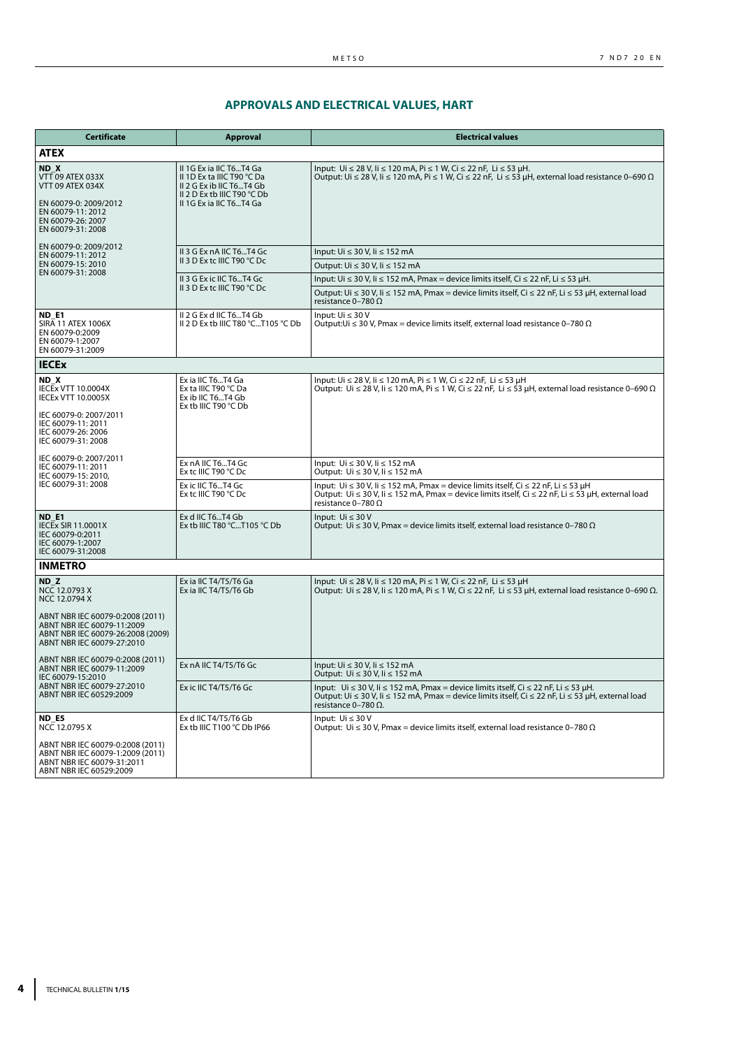## APPROVALS AND ELECTRICAL VALUES, HART

| Certificate | Approval | Electrical values |
|---|---|---|
| **ATEX** | | |
| **ND_X**<br>VTT 09 ATEX 033X<br>VTT 09 ATEX 034X<br><br>EN 60079-0: 2009/2012<br>EN 60079-11: 2012<br>EN 60079-26: 2007<br>EN 60079-31: 2008 | II 1G Ex ia IIC T6...T4 Ga<br>II 1D Ex ta IIIC T90 °C Da<br>II 2 G Ex ib IIC T6...T4 Gb<br>II 2 D Ex tb IIIC T90 °C Db<br>II 1G Ex ia IIC T6...T4 Ga | Input: Ui ≤ 28 V, Ii ≤ 120 mA, Pi ≤ 1 W, Ci ≤ 22 nF, Li ≤ 53 µH.<br>Output: Ui ≤ 28 V, Ii ≤ 120 mA, Pi ≤ 1 W, Ci ≤ 22 nF, Li ≤ 53 µH, external load resistance 0–690 Ω |
| EN 60079-0: 2009/2012<br>EN 60079-11: 2012<br>EN 60079-15: 2010<br>EN 60079-31: 2008 | II 3 G Ex nA IIC T6...T4 Gc<br>II 3 D Ex tc IIIC T90 °C Dc | Input: Ui ≤ 30 V, Ii ≤ 152 mA<br>Output: Ui ≤ 30 V, Ii ≤ 152 mA |
| | II 3 G Ex ic IIC T6...T4 Gc<br>II 3 D Ex tc IIIC T90 °C Dc | Input: Ui ≤ 30 V, Ii ≤ 152 mA, Pmax = device limits itself, Ci ≤ 22 nF, Li ≤ 53 µH.<br>Output: Ui ≤ 30 V, Ii ≤ 152 mA, Pmax = device limits itself, Ci ≤ 22 nF, Li ≤ 53 µH, external load resistance 0–780 Ω |
| **ND_E1**<br>SIRA 11 ATEX 1006X<br>EN 60079-0:2009<br>EN 60079-1:2007<br>EN 60079-31:2009 | II 2 G Ex d IIC T6...T4 Gb<br>II 2 D Ex tb IIIC T80 °C...T105 °C Db | Input: Ui ≤ 30 V<br>Output:Ui ≤ 30 V, Pmax = device limits itself, external load resistance 0–780 Ω |
| **IECEx** | | |
| **ND_X**<br>IECEx VTT 10.0004X<br>IECEx VTT 10.0005X<br><br>IEC 60079-0: 2007/2011<br>IEC 60079-11: 2011<br>IEC 60079-26: 2006<br>IEC 60079-31: 2008 | Ex ia IIC T6...T4 Ga<br>Ex ta IIIC T90 °C Da<br>Ex ib IIC T6...T4 Gb<br>Ex tb IIIC T90 °C Db | Input: Ui ≤ 28 V, Ii ≤ 120 mA, Pi ≤ 1 W, Ci ≤ 22 nF, Li ≤ 53 µH<br>Output: Ui ≤ 28 V, Ii ≤ 120 mA, Pi ≤ 1 W, Ci ≤ 22 nF, Li ≤ 53 µH, external load resistance 0–690 Ω |
| IEC 60079-0: 2007/2011<br>IEC 60079-11: 2011<br>IEC 60079-15: 2010,<br>IEC 60079-31: 2008 | Ex nA IIC T6...T4 Gc<br>Ex tc IIIC T90 °C Dc | Input: Ui ≤ 30 V, Ii ≤ 152 mA<br>Output: Ui ≤ 30 V, Ii ≤ 152 mA |
| | Ex ic IIC T6...T4 Gc<br>Ex tc IIIC T90 °C Dc | Input: Ui ≤ 30 V, Ii ≤ 152 mA, Pmax = device limits itself, Ci ≤ 22 nF, Li ≤ 53 µH<br>Output: Ui ≤ 30 V, Ii ≤ 152 mA, Pmax = device limits itself, Ci ≤ 22 nF, Li ≤ 53 µH, external load resistance 0–780 Ω |
| **ND_E1**<br>IECEx SIR 11.0001X<br>IEC 60079-0:2011<br>IEC 60079-1:2007<br>IEC 60079-31:2008 | Ex d IIC T6...T4 Gb<br>Ex tb IIIC T80 °C...T105 °C Db | Input: Ui ≤ 30 V<br>Output: Ui ≤ 30 V, Pmax = device limits itself, external load resistance 0–780 Ω |
| **INMETRO** | | |
| **ND_Z**<br>NCC 12.0793 X<br>NCC 12.0794 X<br><br>ABNT NBR IEC 60079-0:2008 (2011)<br>ABNT NBR IEC 60079-11:2009<br>ABNT NBR IEC 60079-26:2008 (2009)<br>ABNT NBR IEC 60079-27:2010 | Ex ia IIC T4/T5/T6 Ga<br>Ex ia IIC T4/T5/T6 Gb | Input: Ui ≤ 28 V, Ii ≤ 120 mA, Pi ≤ 1 W, Ci ≤ 22 nF, Li ≤ 53 µH<br>Output: Ui ≤ 28 V, Ii ≤ 120 mA, Pi ≤ 1 W, Ci ≤ 22 nF, Li ≤ 53 µH, external load resistance 0–690 Ω. |
| ABNT NBR IEC 60079-0:2008 (2011)<br>ABNT NBR IEC 60079-11:2009<br>IEC 60079-15:2010<br>ABNT NBR IEC 60079-27:2010<br>ABNT NBR IEC 60529:2009 | Ex nA IIC T4/T5/T6 Gc | Input: Ui ≤ 30 V, Ii ≤ 152 mA<br>Output: Ui ≤ 30 V, Ii ≤ 152 mA |
| | Ex ic IIC T4/T5/T6 Gc | Input: Ui ≤ 30 V, Ii ≤ 152 mA, Pmax = device limits itself, Ci ≤ 22 nF, Li ≤ 53 µH.<br>Output: Ui ≤ 30 V, Ii ≤ 152 mA, Pmax = device limits itself, Ci ≤ 22 nF, Li ≤ 53 µH, external load resistance 0–780 Ω. |
| **ND_E5**<br>NCC 12.0795 X<br><br>ABNT NBR IEC 60079-0:2008 (2011)<br>ABNT NBR IEC 60079-1:2009 (2011)<br>ABNT NBR IEC 60079-31:2011<br>ABNT NBR IEC 60529:2009 | Ex d IIC T4/T5/T6 Gb<br>Ex tb IIIC T100 °C Db IP66 | Input: Ui ≤ 30 V<br>Output: Ui ≤ 30 V, Pmax = device limits itself, external load resistance 0–780 Ω |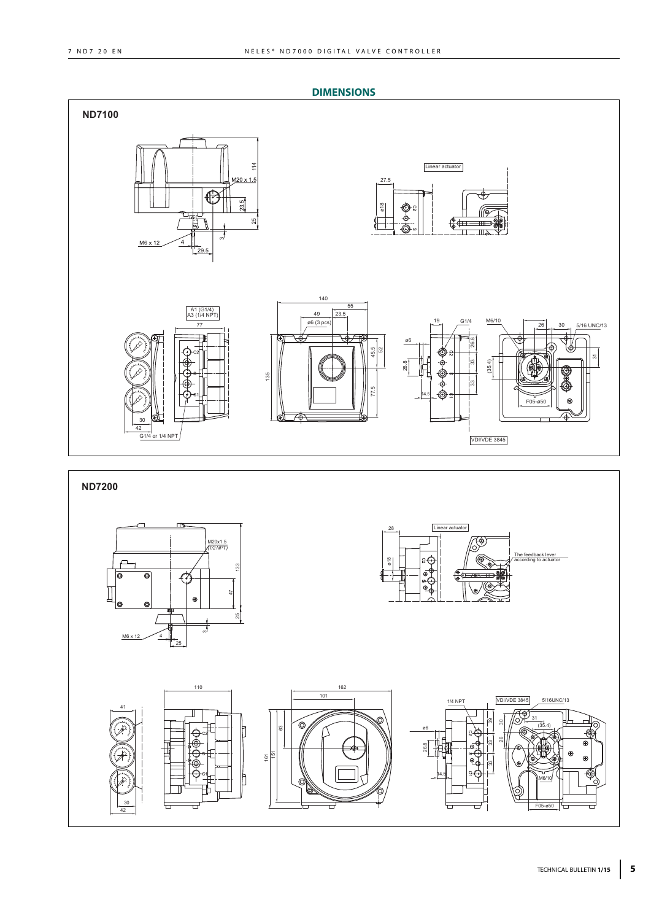## DIMENSIONS

### ND7100

### ND7200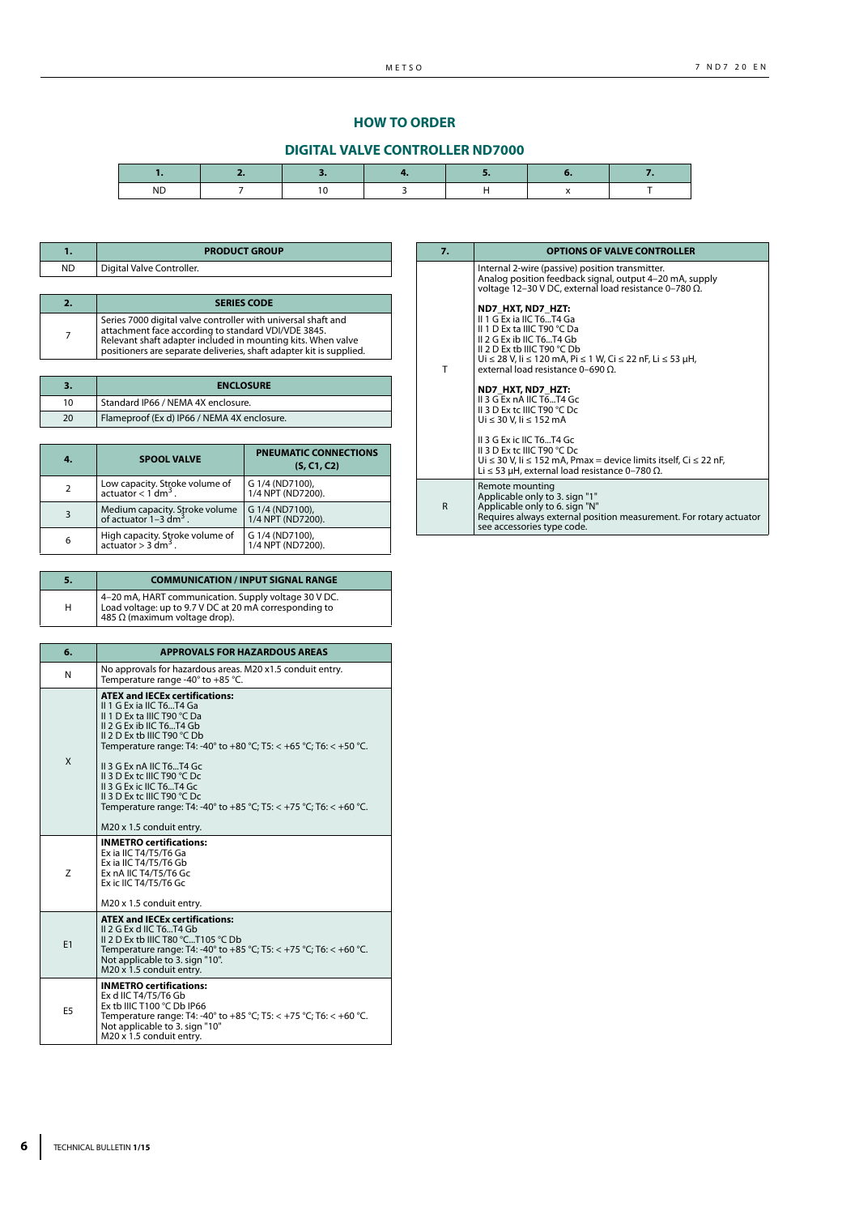## HOW TO ORDER

### DIGITAL VALVE CONTROLLER ND7000

| 1. | 2. | 3. | 4. | 5. | 6. | 7. |
|---|---|---|---|---|---|---|
| ND | 7 | 10 | 3 | H | x | T |

| 1. | PRODUCT GROUP |
|---|---|
| ND | Digital Valve Controller. |

| 2. | SERIES CODE |
|---|---|
| 7 | Series 7000 digital valve controller with universal shaft and attachment face according to standard VDI/VDE 3845. Relevant shaft adapter included in mounting kits. When valve positioners are separate deliveries, shaft adapter kit is supplied. |

| 3. | ENCLOSURE |
|---|---|
| 10 | Standard IP66 / NEMA 4X enclosure. |
| 20 | Flameproof (Ex d) IP66 / NEMA 4X enclosure. |

| 4. | SPOOL VALVE | PNEUMATIC CONNECTIONS (S, C1, C2) |
|---|---|---|
| 2 | Low capacity. Stroke volume of actuator < 1 $dm^3$. | G 1/4 (ND7100), 1/4 NPT (ND7200). |
| 3 | Medium capacity. Stroke volume of actuator 1–3 $dm^3$. | G 1/4 (ND7100), 1/4 NPT (ND7200). |
| 6 | High capacity. Stroke volume of actuator > 3 $dm^3$. | G 1/4 (ND7100), 1/4 NPT (ND7200). |

| 5. | COMMUNICATION / INPUT SIGNAL RANGE |
|---|---|
| H | 4–20 mA, HART communication. Supply voltage 30 V DC. Load voltage: up to 9.7 V DC at 20 mA corresponding to 485 Ω (maximum voltage drop). |

| 6. | APPROVALS FOR HAZARDOUS AREAS |
|---|---|
| N | No approvals for hazardous areas. M20 x1.5 conduit entry. Temperature range -40° to +85 °C. |
| X | **ATEX and IECEx certifications:**<br>II 1 G Ex ia IIC T6...T4 Ga<br>II 1 D Ex ta IIIC T90 °C Da<br>II 2 G Ex ib IIC T6...T4 Gb<br>II 2 D Ex tb IIIC T90 °C Db<br>Temperature range: T4: -40° to +80 °C; T5: < +65 °C; T6: < +50 °C.<br><br>II 3 G Ex nA IIC T6...T4 Gc<br>II 3 D Ex tc IIIC T90 °C Dc<br>II 3 G Ex ic IIC T6...T4 Gc<br>II 3 D Ex tc IIIC T90 °C Dc<br>Temperature range: T4: -40° to +85 °C; T5: < +75 °C; T6: < +60 °C.<br><br>M20 x 1.5 conduit entry. |
| Z | **INMETRO certifications:**<br>Ex ia IIC T4/T5/T6 Ga<br>Ex ia IIC T4/T5/T6 Gb<br>Ex nA IIC T4/T5/T6 Gc<br>Ex ic IIC T4/T5/T6 Gc<br><br>M20 x 1.5 conduit entry. |
| E1 | **ATEX and IECEx certifications:**<br>II 2 G Ex d IIC T6...T4 Gb<br>II 2 D Ex tb IIIC T80 °C...T105 °C Db<br>Temperature range: T4: -40° to +85 °C; T5: < +75 °C; T6: < +60 °C.<br>Not applicable to 3. sign "10".<br>M20 x 1.5 conduit entry. |
| E5 | **INMETRO certifications:**<br>Ex d IIC T4/T5/T6 Gb<br>Ex tb IIIC T100 °C Db IP66<br>Temperature range: T4: -40° to +85 °C; T5: < +75 °C; T6: < +60 °C.<br>Not applicable to 3. sign "10"<br>M20 x 1.5 conduit entry. |

| 7. | OPTIONS OF VALVE CONTROLLER |
|---|---|
| T | Internal 2-wire (passive) position transmitter.<br>Analog position feedback signal, output 4–20 mA, supply voltage 12–30 V DC, external load resistance 0–780 Ω.<br><br>**ND7_HXT, ND7_HZT:**<br>II 1 G Ex ia IIC T6...T4 Ga<br>II 1 D Ex ta IIIC T90 °C Da<br>II 2 G Ex ib IIC T6...T4 Gb<br>II 2 D Ex tb IIIC T90 °C Db<br>Ui ≤ 28 V, Ii ≤ 120 mA, Pi ≤ 1 W, Ci ≤ 22 nF, Li ≤ 53 µH, external load resistance 0–690 Ω.<br><br>**ND7_HXT, ND7_HZT:**<br>II 3 G Ex nA IIC T6...T4 Gc<br>II 3 D Ex tc IIIC T90 °C Dc<br>Ui ≤ 30 V, Ii ≤ 152 mA<br><br>II 3 G Ex ic IIC T6...T4 Gc<br>II 3 D Ex tc IIIC T90 °C Dc<br>Ui ≤ 30 V, Ii ≤ 152 mA, Pmax = device limits itself, Ci ≤ 22 nF, Li ≤ 53 µH, external load resistance 0–780 Ω. |
| R | Remote mounting<br>Applicable only to 3. sign "1"<br>Applicable only to 6. sign "N"<br>Requires always external position measurement. For rotary actuator see accessories type code. |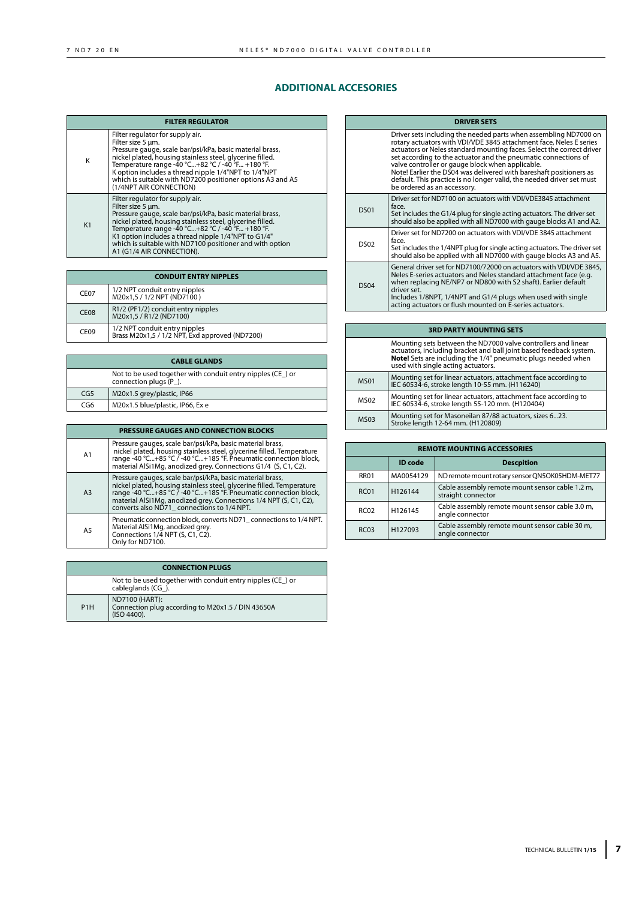## ADDITIONAL ACCESORIES

| FILTER REGULATOR | |
|---|---|
| K | Filter regulator for supply air. Filter size 5 µm. Pressure gauge, scale bar/psi/kPa, basic material brass, nickel plated, housing stainless steel, glycerine filled. Temperature range -40 °C...+82 °C / -40 °F... +180 °F. K option includes a thread nipple 1/4"NPT to 1/4"NPT which is suitable with ND7200 positioner options A3 and A5 (1/4NPT AIR CONNECTION) |
| K1 | Filter regulator for supply air. Filter size 5 µm. Pressure gauge, scale bar/psi/kPa, basic material brass, nickel plated, housing stainless steel, glycerine filled. Temperature range -40 °C...+82 °C / -40 °F... +180 °F. K1 option includes a thread nipple 1/4"NPT to G1/4" which is suitable with ND7100 positioner and with option A1 (G1/4 AIR CONNECTION). |

| CONDUIT ENTRY NIPPLES | |
|---|---|
| CE07 | 1/2 NPT conduit entry nipples M20x1,5 / 1/2 NPT (ND7100 ) |
| CE08 | R1/2 (PF1/2) conduit entry nipples M20x1,5 / R1/2 (ND7100) |
| CE09 | 1/2 NPT conduit entry nipples Brass M20x1,5 / 1/2 NPT, Exd approved (ND7200) |

| CABLE GLANDS | |
|---|---|
| | Not to be used together with conduit entry nipples (CE_) or connection plugs (P_). |
| CG5 | M20x1.5 grey/plastic, IP66 |
| CG6 | M20x1.5 blue/plastic, IP66, Ex e |

| PRESSURE GAUGES AND CONNECTION BLOCKS | |
|---|---|
| A1 | Pressure gauges, scale bar/psi/kPa, basic material brass, nickel plated, housing stainless steel, glycerine filled. Temperature range -40 °C...+85 °C / -40 °C...+185 °F. Pneumatic connection block, material AlSi1Mg, anodized grey. Connections G1/4 (S, C1, C2). |
| A3 | Pressure gauges, scale bar/psi/kPa, basic material brass, nickel plated, housing stainless steel, glycerine filled. Temperature range -40 °C...+85 °C / -40 °C...+185 °F. Pneumatic connection block, material AlSi1Mg, anodized grey. Connections 1/4 NPT (S, C1, C2), converts also ND71_ connections to 1/4 NPT. |
| A5 | Pneumatic connection block, converts ND71_ connections to 1/4 NPT. Material AlSi1Mg, anodized grey. Connections 1/4 NPT (S, C1, C2). Only for ND7100. |

| CONNECTION PLUGS | |
|---|---|
| | Not to be used together with conduit entry nipples (CE_) or cableglands (CG_). |
| P1H | ND7100 (HART): Connection plug according to M20x1.5 / DIN 43650A (ISO 4400). |

| DRIVER SETS | |
|---|---|
| | Driver sets including the needed parts when assembling ND7000 on rotary actuators with VDI/VDE 3845 attachment face, Neles E series actuators or Neles standard mounting faces. Select the correct driver set according to the actuator and the pneumatic connections of valve controller or gauge block when applicable. Note! Earlier the DS04 was delivered with bareshaft positioners as default. This practice is no longer valid, the needed driver set must be ordered as an accessory. |
| DS01 | Driver set for ND7100 on actuators with VDI/VDE3845 attachment face. Set includes the G1/4 plug for single acting actuators. The driver set should also be applied with all ND7000 with gauge blocks A1 and A2. |
| DS02 | Driver set for ND7200 on actuators with VDI/VDE 3845 attachment face. Set includes the 1/4NPT plug for single acting actuators. The driver set should also be applied with all ND7000 with gauge blocks A3 and A5. |
| DS04 | General driver set for ND7100/72000 on actuators with VDI/VDE 3845, Neles E-series actuators and Neles standard attachment face (e.g. when replacing NE/NP7 or ND800 with S2 shaft). Earlier default driver set. Includes 1/8NPT, 1/4NPT and G1/4 plugs when used with single acting actuators or flush mounted on E-series actuators. |

| 3RD PARTY MOUNTING SETS | |
|---|---|
| | Mounting sets between the ND7000 valve controllers and linear actuators, including bracket and ball joint based feedback system. **Note!** Sets are including the 1/4" pneumatic plugs needed when used with single acting actuators. |
| MS01 | Mounting set for linear actuators, attachment face according to IEC 60534-6, stroke length 10-55 mm. (H116240) |
| MS02 | Mounting set for linear actuators, attachment face according to IEC 60534-6, stroke length 55-120 mm. (H120404) |
| MS03 | Mounting set for Masoneilan 87/88 actuators, sizes 6...23. Stroke length 12-64 mm. (H120809) |

| REMOTE MOUNTING ACCESSORIES | | |
|---|---|---|
| | ID code | Descpition |
| RR01 | MA0054129 | ND remote mount rotary sensor QN5OK05HDM-MET77 |
| RC01 | H126144 | Cable assembly remote mount sensor cable 1.2 m, straight connector |
| RC02 | H126145 | Cable assembly remote mount sensor cable 3.0 m, angle connector |
| RC03 | H127093 | Cable assembly remote mount sensor cable 30 m, angle connector |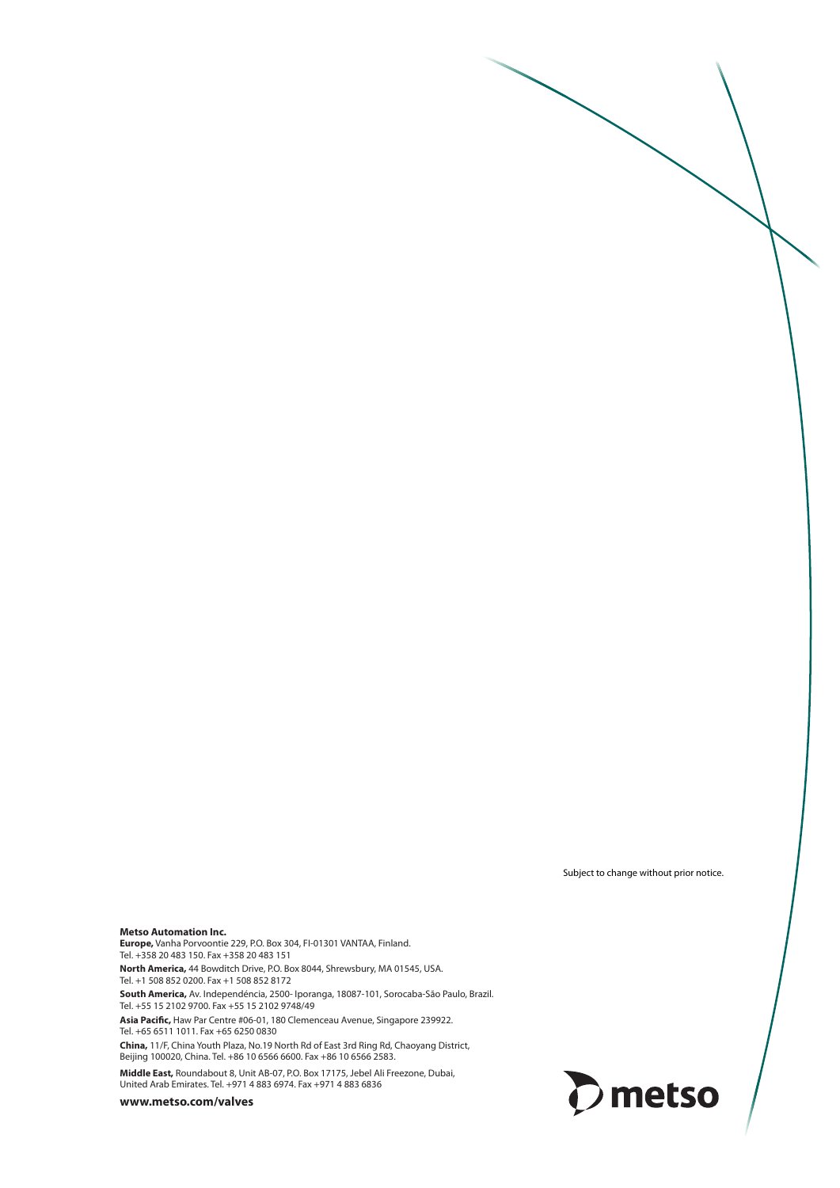Subject to change without prior notice.

**Metso Automation Inc.**
**Europe,** Vanha Porvoontie 229, P.O. Box 304, FI-01301 VANTAA, Finland.
Tel. +358 20 483 150. Fax +358 20 483 151

**North America,** 44 Bowditch Drive, P.O. Box 8044, Shrewsbury, MA 01545, USA.
Tel. +1 508 852 0200. Fax +1 508 852 8172

**South America,** Av. Independéncia, 2500- Iporanga, 18087-101, Sorocaba-São Paulo, Brazil.
Tel. +55 15 2102 9700. Fax +55 15 2102 9748/49

**Asia Pacific,** Haw Par Centre #06-01, 180 Clemenceau Avenue, Singapore 239922.
Tel. +65 6511 1011. Fax +65 6250 0830

**China,** 11/F, China Youth Plaza, No.19 North Rd of East 3rd Ring Rd, Chaoyang District,
Beijing 100020, China. Tel. +86 10 6566 6600. Fax +86 10 6566 2583.

**Middle East,** Roundabout 8, Unit AB-07, P.O. Box 17175, Jebel Ali Freezone, Dubai,
United Arab Emirates. Tel. +971 4 883 6974. Fax +971 4 883 6836

**www.metso.com/valves**

metso